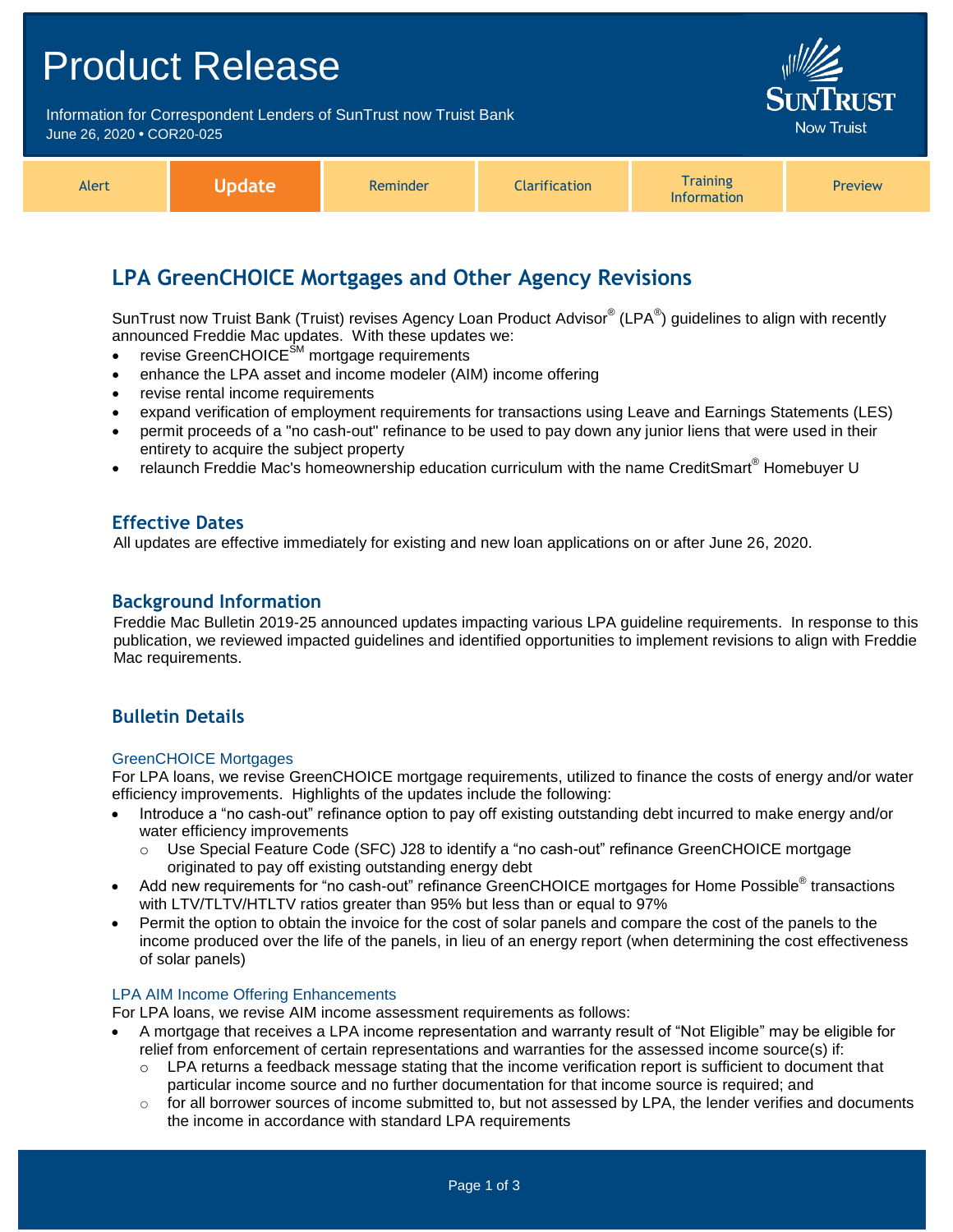# Product Release

Information for Correspondent Lenders of SunTrust now Truist Bank
June 26, 2020 • COR20-025

SunTrust Now Truist

| Alert | **Update** | Reminder | Clarification | Training Information | Preview |
|---|---|---|---|---|---|

## LPA GreenCHOICE Mortgages and Other Agency Revisions

SunTrust now Truist Bank (Truist) revises Agency Loan Product Advisor® (LPA®) guidelines to align with recently announced Freddie Mac updates. With these updates we:

- revise GreenCHOICE℠ mortgage requirements
- enhance the LPA asset and income modeler (AIM) income offering
- revise rental income requirements
- expand verification of employment requirements for transactions using Leave and Earnings Statements (LES)
- permit proceeds of a "no cash-out" refinance to be used to pay down any junior liens that were used in their entirety to acquire the subject property
- relaunch Freddie Mac's homeownership education curriculum with the name CreditSmart® Homebuyer U

### Effective Dates

All updates are effective immediately for existing and new loan applications on or after June 26, 2020.

### Background Information

Freddie Mac Bulletin 2019-25 announced updates impacting various LPA guideline requirements. In response to this publication, we reviewed impacted guidelines and identified opportunities to implement revisions to align with Freddie Mac requirements.

### Bulletin Details

#### GreenCHOICE Mortgages

For LPA loans, we revise GreenCHOICE mortgage requirements, utilized to finance the costs of energy and/or water efficiency improvements. Highlights of the updates include the following:

- Introduce a "no cash-out" refinance option to pay off existing outstanding debt incurred to make energy and/or water efficiency improvements
  - Use Special Feature Code (SFC) J28 to identify a "no cash-out" refinance GreenCHOICE mortgage originated to pay off existing outstanding energy debt
- Add new requirements for "no cash-out" refinance GreenCHOICE mortgages for Home Possible® transactions with LTV/TLTV/HTLTV ratios greater than 95% but less than or equal to 97%
- Permit the option to obtain the invoice for the cost of solar panels and compare the cost of the panels to the income produced over the life of the panels, in lieu of an energy report (when determining the cost effectiveness of solar panels)

#### LPA AIM Income Offering Enhancements

For LPA loans, we revise AIM income assessment requirements as follows:

- A mortgage that receives a LPA income representation and warranty result of "Not Eligible" may be eligible for relief from enforcement of certain representations and warranties for the assessed income source(s) if:
  - LPA returns a feedback message stating that the income verification report is sufficient to document that particular income source and no further documentation for that income source is required; and
  - for all borrower sources of income submitted to, but not assessed by LPA, the lender verifies and documents the income in accordance with standard LPA requirements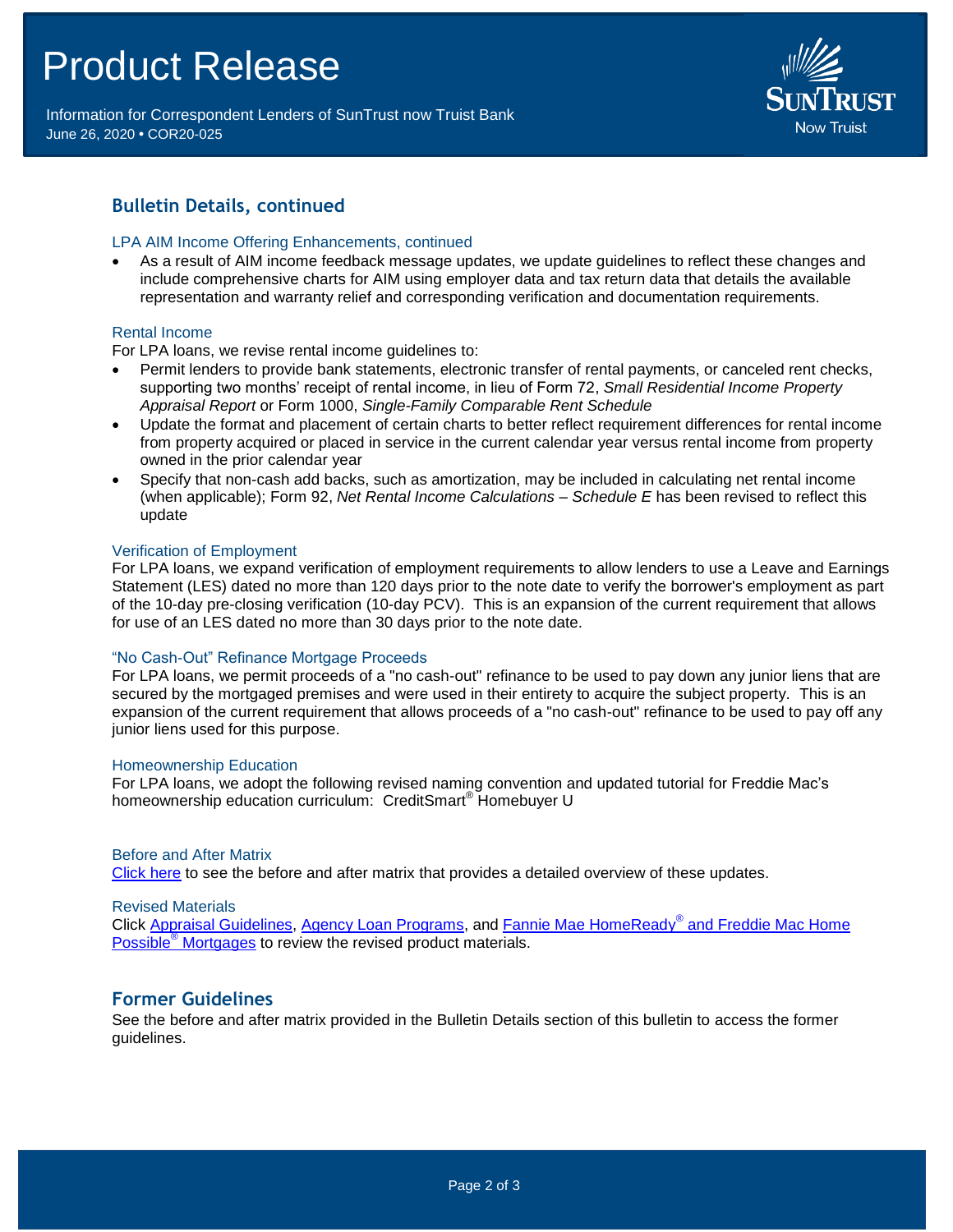## Bulletin Details, continued

### LPA AIM Income Offering Enhancements, continued

- As a result of AIM income feedback message updates, we update guidelines to reflect these changes and include comprehensive charts for AIM using employer data and tax return data that details the available representation and warranty relief and corresponding verification and documentation requirements.

### Rental Income

For LPA loans, we revise rental income guidelines to:

- Permit lenders to provide bank statements, electronic transfer of rental payments, or canceled rent checks, supporting two months' receipt of rental income, in lieu of Form 72, *Small Residential Income Property Appraisal Report* or Form 1000, *Single-Family Comparable Rent Schedule*
- Update the format and placement of certain charts to better reflect requirement differences for rental income from property acquired or placed in service in the current calendar year versus rental income from property owned in the prior calendar year
- Specify that non-cash add backs, such as amortization, may be included in calculating net rental income (when applicable); Form 92, *Net Rental Income Calculations – Schedule E* has been revised to reflect this update

### Verification of Employment

For LPA loans, we expand verification of employment requirements to allow lenders to use a Leave and Earnings Statement (LES) dated no more than 120 days prior to the note date to verify the borrower's employment as part of the 10-day pre-closing verification (10-day PCV). This is an expansion of the current requirement that allows for use of an LES dated no more than 30 days prior to the note date.

### "No Cash-Out" Refinance Mortgage Proceeds

For LPA loans, we permit proceeds of a "no cash-out" refinance to be used to pay down any junior liens that are secured by the mortgaged premises and were used in their entirety to acquire the subject property. This is an expansion of the current requirement that allows proceeds of a "no cash-out" refinance to be used to pay off any junior liens used for this purpose.

### Homeownership Education

For LPA loans, we adopt the following revised naming convention and updated tutorial for Freddie Mac's homeownership education curriculum: CreditSmart® Homebuyer U

### Before and After Matrix

[Click here](#) to see the before and after matrix that provides a detailed overview of these updates.

### Revised Materials

Click [Appraisal Guidelines](#), [Agency Loan Programs](#), and [Fannie Mae HomeReady® and Freddie Mac Home Possible® Mortgages](#) to review the revised product materials.

## Former Guidelines

See the before and after matrix provided in the Bulletin Details section of this bulletin to access the former guidelines.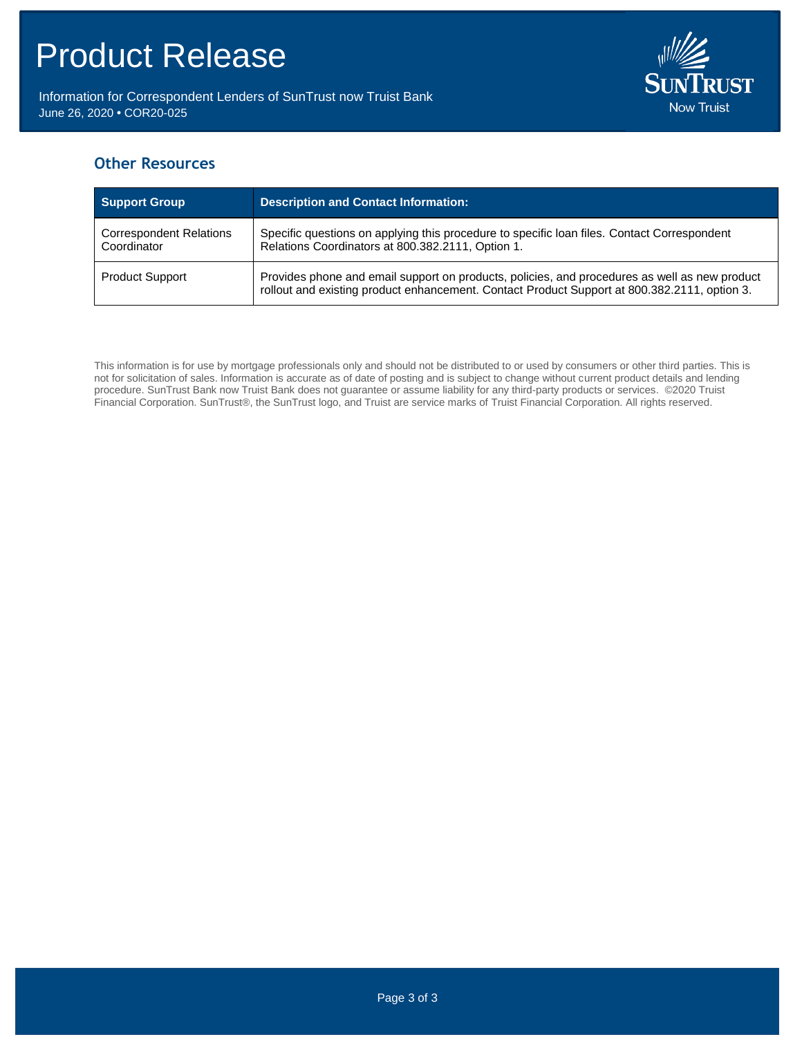## Other Resources

| Support Group | Description and Contact Information: |
| --- | --- |
| Correspondent Relations Coordinator | Specific questions on applying this procedure to specific loan files. Contact Correspondent Relations Coordinators at 800.382.2111, Option 1. |
| Product Support | Provides phone and email support on products, policies, and procedures as well as new product rollout and existing product enhancement. Contact Product Support at 800.382.2111, option 3. |

This information is for use by mortgage professionals only and should not be distributed to or used by consumers or other third parties. This is not for solicitation of sales. Information is accurate as of date of posting and is subject to change without current product details and lending procedure. SunTrust Bank now Truist Bank does not guarantee or assume liability for any third-party products or services. ©2020 Truist Financial Corporation. SunTrust®, the SunTrust logo, and Truist are service marks of Truist Financial Corporation. All rights reserved.